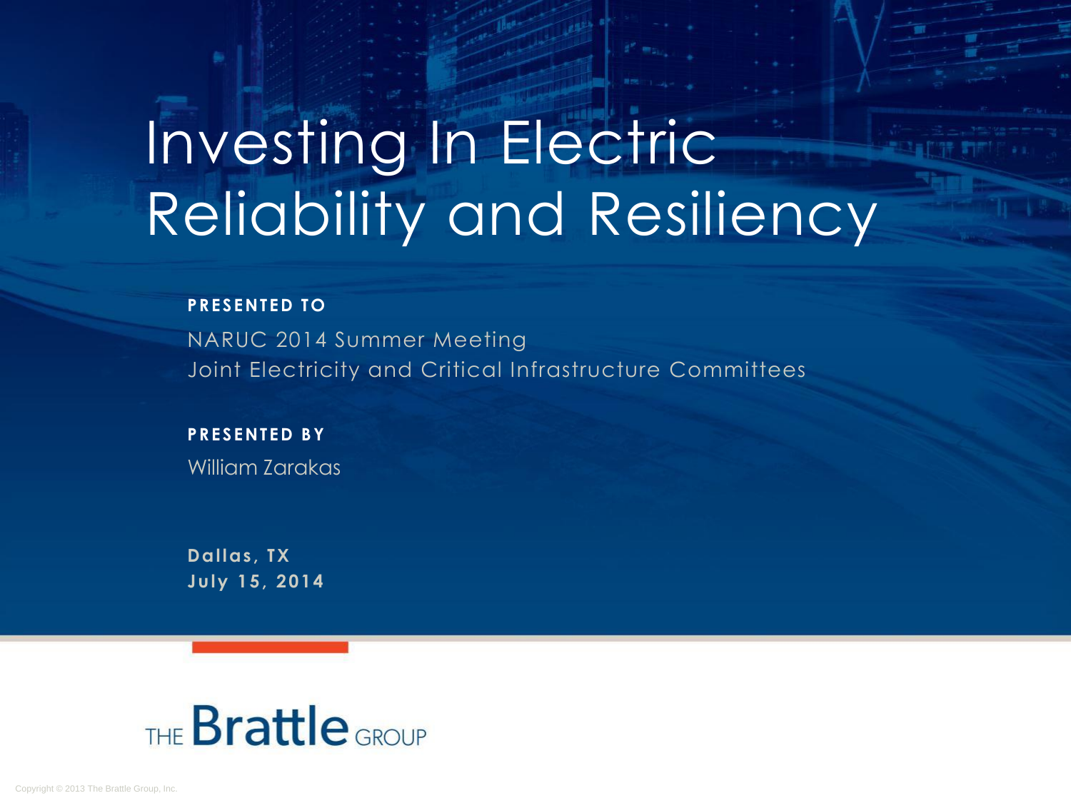# Investing In Electric Reliability and Resiliency

**PRESENTED TO**

NARUC 2014 Summer Meeting
Joint Electricity and Critical Infrastructure Committees

**PRESENTED BY**

William Zarakas

**Dallas, TX**
**July 15, 2014**

THE Brattle GROUP

Copyright © 2013 The Brattle Group, Inc.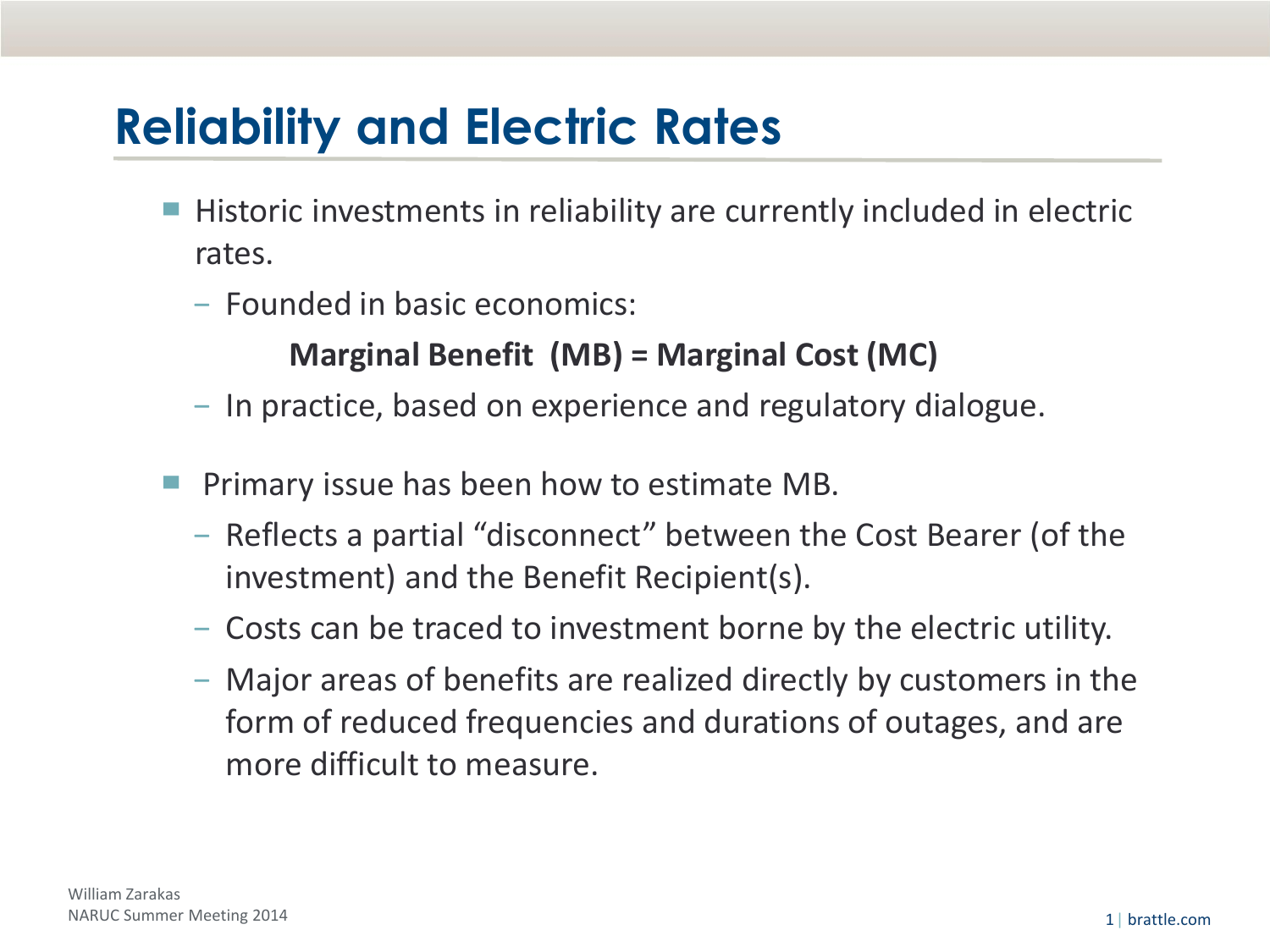# Reliability and Electric Rates

- Historic investments in reliability are currently included in electric rates.
  - Founded in basic economics:

    **Marginal Benefit (MB) = Marginal Cost (MC)**

  - In practice, based on experience and regulatory dialogue.

- Primary issue has been how to estimate MB.
  - Reflects a partial "disconnect" between the Cost Bearer (of the investment) and the Benefit Recipient(s).
  - Costs can be traced to investment borne by the electric utility.
  - Major areas of benefits are realized directly by customers in the form of reduced frequencies and durations of outages, and are more difficult to measure.

William Zarakas
NARUC Summer Meeting 2014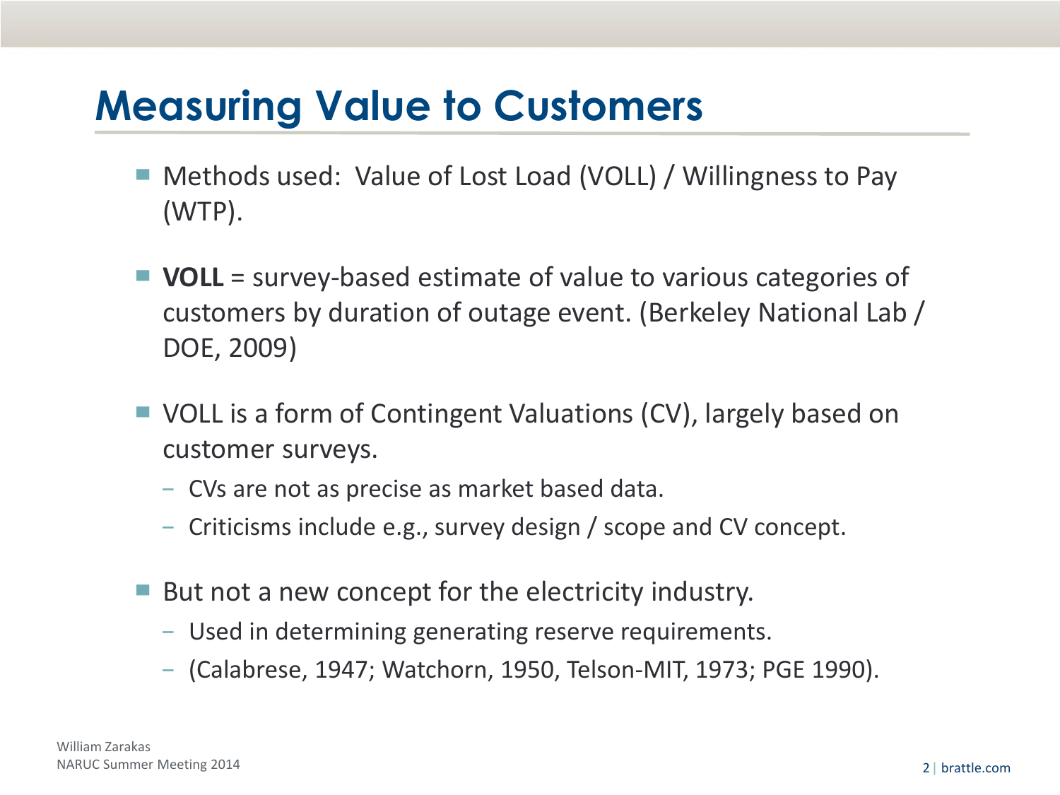# Measuring Value to Customers

- Methods used: Value of Lost Load (VOLL) / Willingness to Pay (WTP).
- **VOLL** = survey-based estimate of value to various categories of customers by duration of outage event. (Berkeley National Lab / DOE, 2009)
- VOLL is a form of Contingent Valuations (CV), largely based on customer surveys.
  - CVs are not as precise as market based data.
  - Criticisms include e.g., survey design / scope and CV concept.
- But not a new concept for the electricity industry.
  - Used in determining generating reserve requirements.
  - (Calabrese, 1947; Watchorn, 1950, Telson-MIT, 1973; PGE 1990).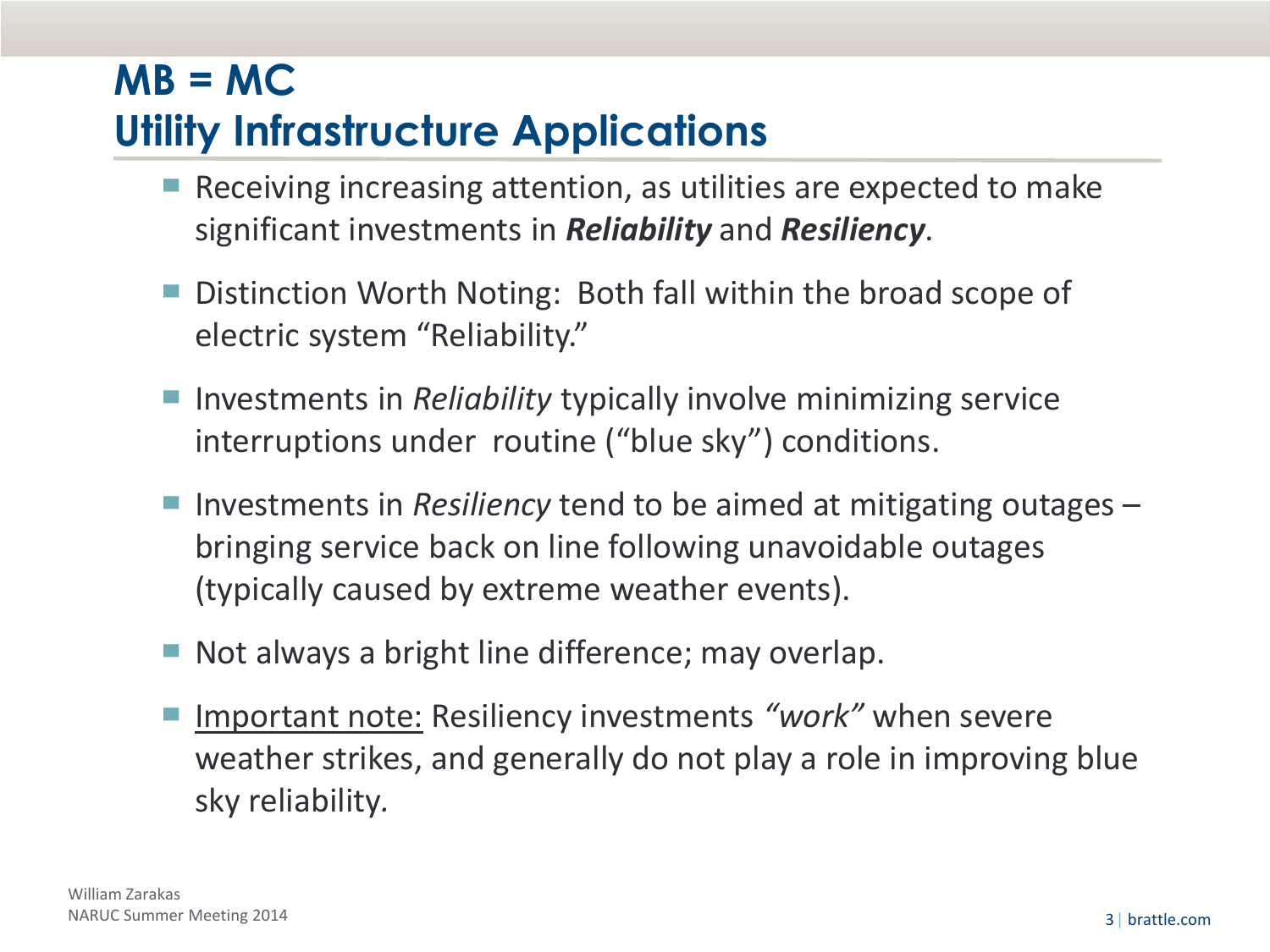# MB = MC
# Utility Infrastructure Applications

- Receiving increasing attention, as utilities are expected to make significant investments in ***Reliability*** and ***Resiliency***.
- Distinction Worth Noting: Both fall within the broad scope of electric system "Reliability."
- Investments in *Reliability* typically involve minimizing service interruptions under routine ("blue sky") conditions.
- Investments in *Resiliency* tend to be aimed at mitigating outages – bringing service back on line following unavoidable outages (typically caused by extreme weather events).
- Not always a bright line difference; may overlap.
- <u>Important note:</u> Resiliency investments *"work"* when severe weather strikes, and generally do not play a role in improving blue sky reliability.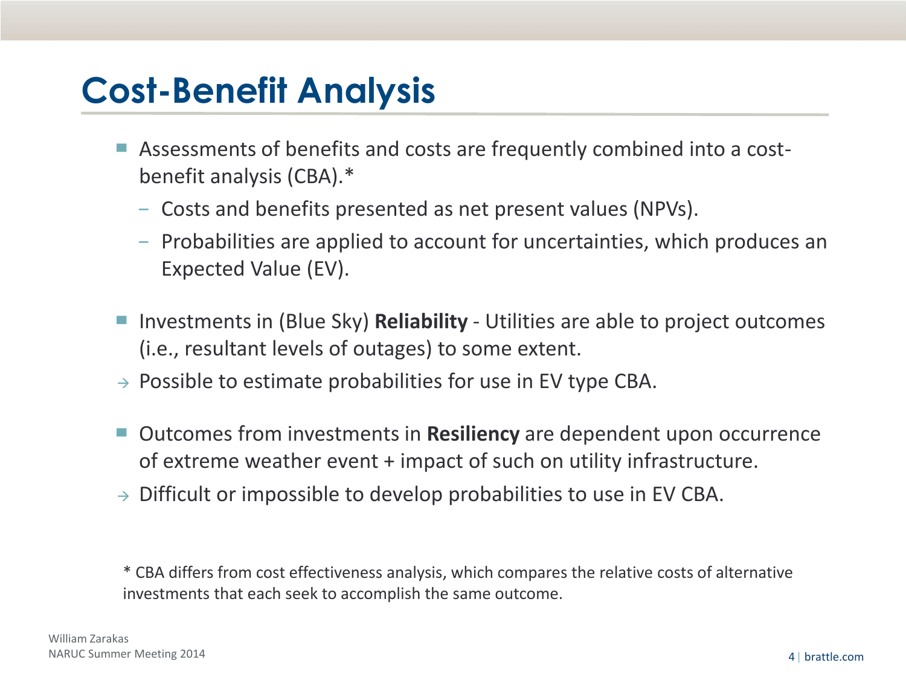# Cost-Benefit Analysis

- Assessments of benefits and costs are frequently combined into a cost-benefit analysis (CBA).*
  - Costs and benefits presented as net present values (NPVs).
  - Probabilities are applied to account for uncertainties, which produces an Expected Value (EV).

- Investments in (Blue Sky) **Reliability** - Utilities are able to project outcomes (i.e., resultant levels of outages) to some extent.

→ Possible to estimate probabilities for use in EV type CBA.

- Outcomes from investments in **Resiliency** are dependent upon occurrence of extreme weather event + impact of such on utility infrastructure.

→ Difficult or impossible to develop probabilities to use in EV CBA.

* CBA differs from cost effectiveness analysis, which compares the relative costs of alternative investments that each seek to accomplish the same outcome.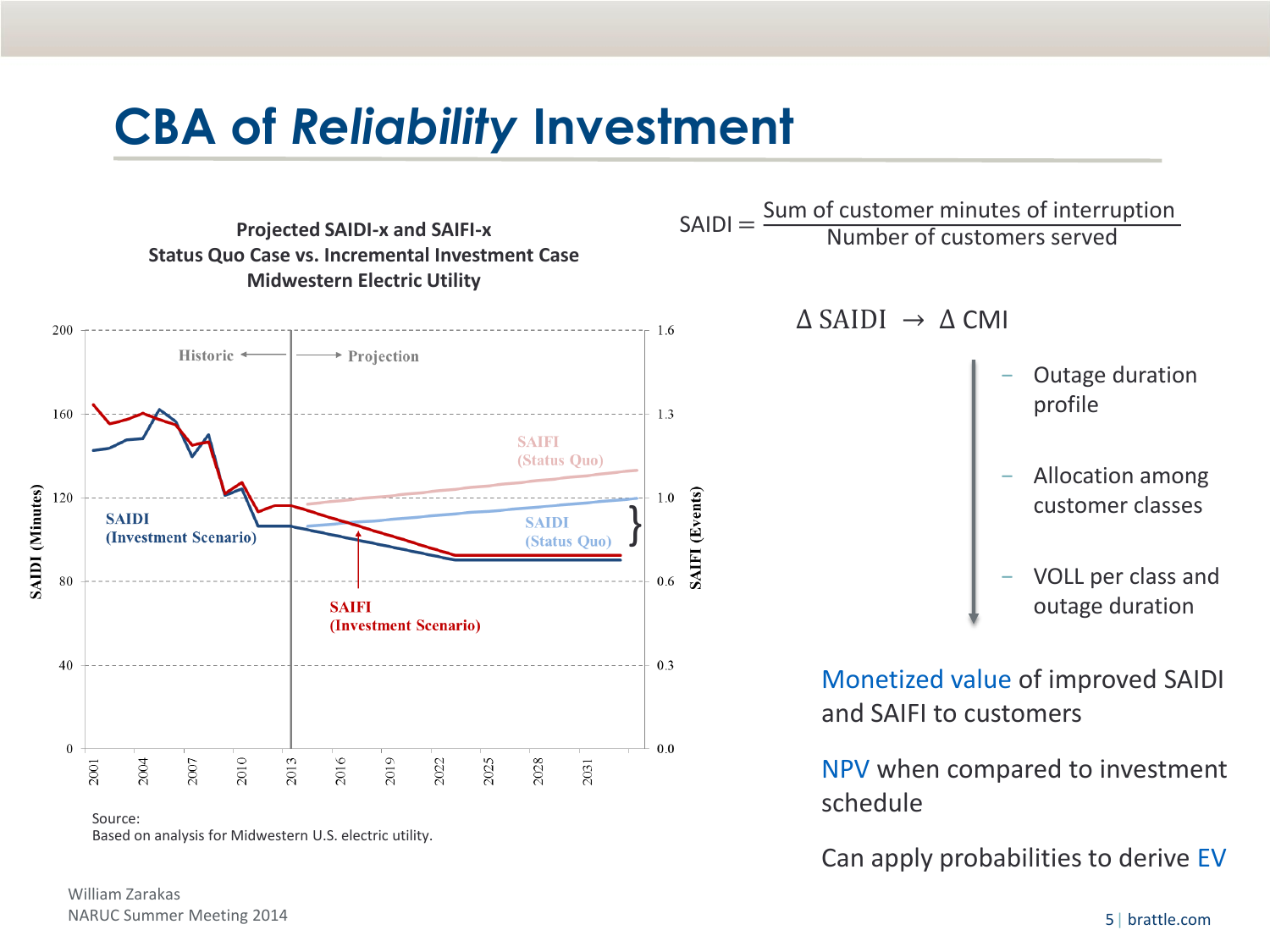# CBA of *Reliability* Investment

**Projected SAIDI-x and SAIFI-x**
**Status Quo Case vs. Incremental Investment Case**
**Midwestern Electric Utility**

Source:
Based on analysis for Midwestern U.S. electric utility.

$$\text{SAIDI} = \frac{\text{Sum of customer minutes of interruption}}{\text{Number of customers served}}$$

$\Delta$ SAIDI $\rightarrow$ $\Delta$ CMI

- Outage duration profile
- Allocation among customer classes
- VOLL per class and outage duration

Monetized value of improved SAIDI and SAIFI to customers

NPV when compared to investment schedule

Can apply probabilities to derive EV

William Zarakas
NARUC Summer Meeting 2014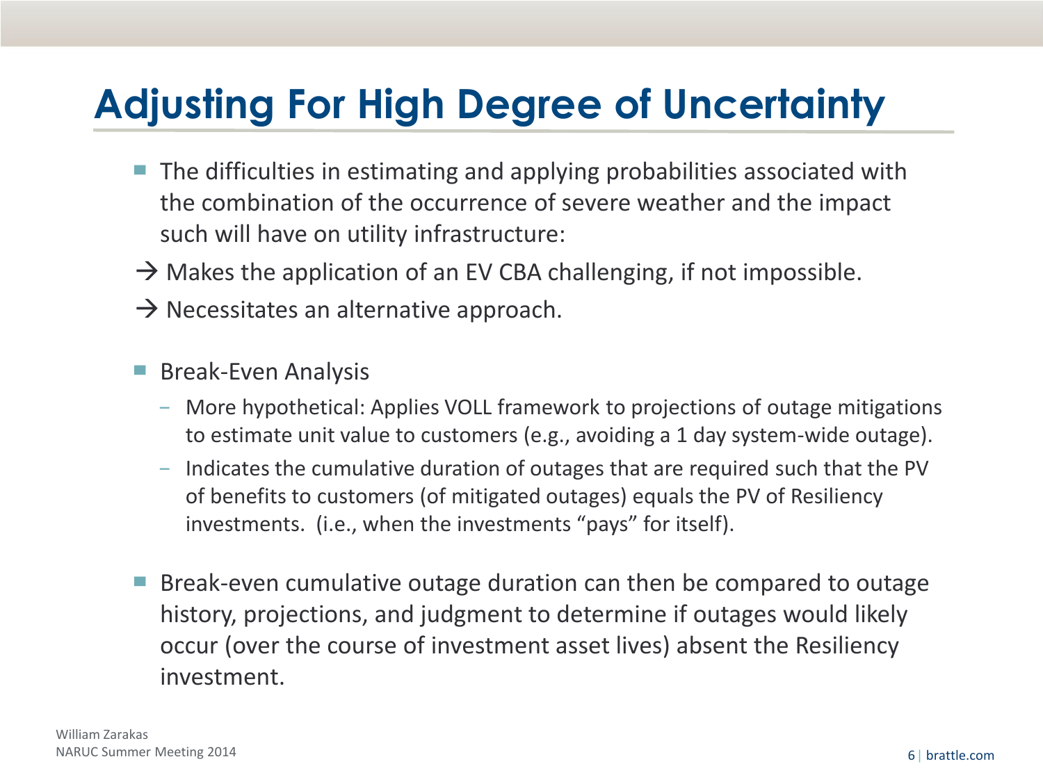# Adjusting For High Degree of Uncertainty

- The difficulties in estimating and applying probabilities associated with the combination of the occurrence of severe weather and the impact such will have on utility infrastructure:

→ Makes the application of an EV CBA challenging, if not impossible.

→ Necessitates an alternative approach.

- Break-Even Analysis
  - More hypothetical: Applies VOLL framework to projections of outage mitigations to estimate unit value to customers (e.g., avoiding a 1 day system-wide outage).
  - Indicates the cumulative duration of outages that are required such that the PV of benefits to customers (of mitigated outages) equals the PV of Resiliency investments. (i.e., when the investments "pays" for itself).

- Break-even cumulative outage duration can then be compared to outage history, projections, and judgment to determine if outages would likely occur (over the course of investment asset lives) absent the Resiliency investment.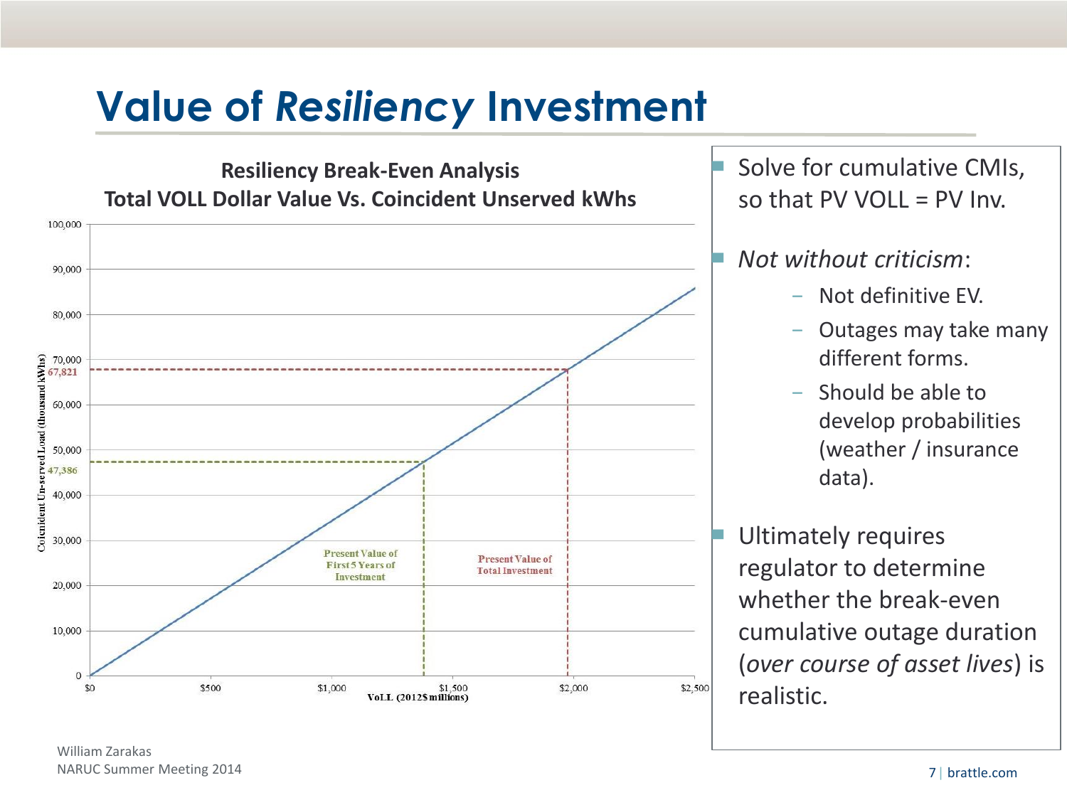# Value of *Resiliency* Investment

**Resiliency Break-Even Analysis**
**Total VOLL Dollar Value Vs. Coincident Unserved kWhs**

Coincident Un-served Load (thousand kWhs): 0, 10,000, 20,000, 30,000, 40,000, 47,386, 50,000, 60,000, 67,821, 70,000, 80,000, 90,000, 100,000

VoLL (2012$ millions): $0, $500, $1,000, $1,500, $2,000, $2,500

Present Value of First 5 Years of Investment

Present Value of Total Investment

- Solve for cumulative CMIs, so that PV VOLL = PV Inv.
- *Not without criticism*:
  - Not definitive EV.
  - Outages may take many different forms.
  - Should be able to develop probabilities (weather / insurance data).
- Ultimately requires regulator to determine whether the break-even cumulative outage duration (*over course of asset lives*) is realistic.

William Zarakas
NARUC Summer Meeting 2014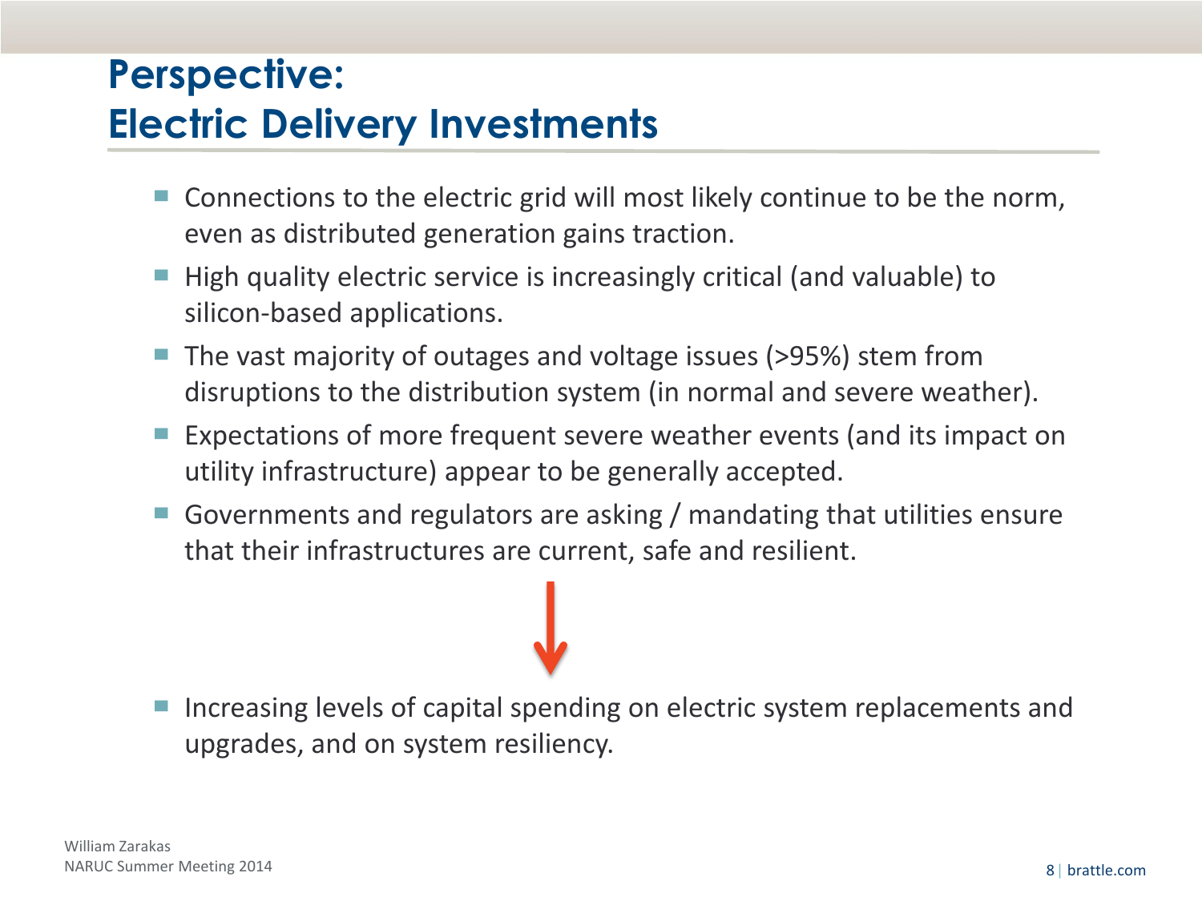# Perspective: Electric Delivery Investments

- Connections to the electric grid will most likely continue to be the norm, even as distributed generation gains traction.
- High quality electric service is increasingly critical (and valuable) to silicon-based applications.
- The vast majority of outages and voltage issues (>95%) stem from disruptions to the distribution system (in normal and severe weather).
- Expectations of more frequent severe weather events (and its impact on utility infrastructure) appear to be generally accepted.
- Governments and regulators are asking / mandating that utilities ensure that their infrastructures are current, safe and resilient.

↓

- Increasing levels of capital spending on electric system replacements and upgrades, and on system resiliency.

William Zarakas
NARUC Summer Meeting 2014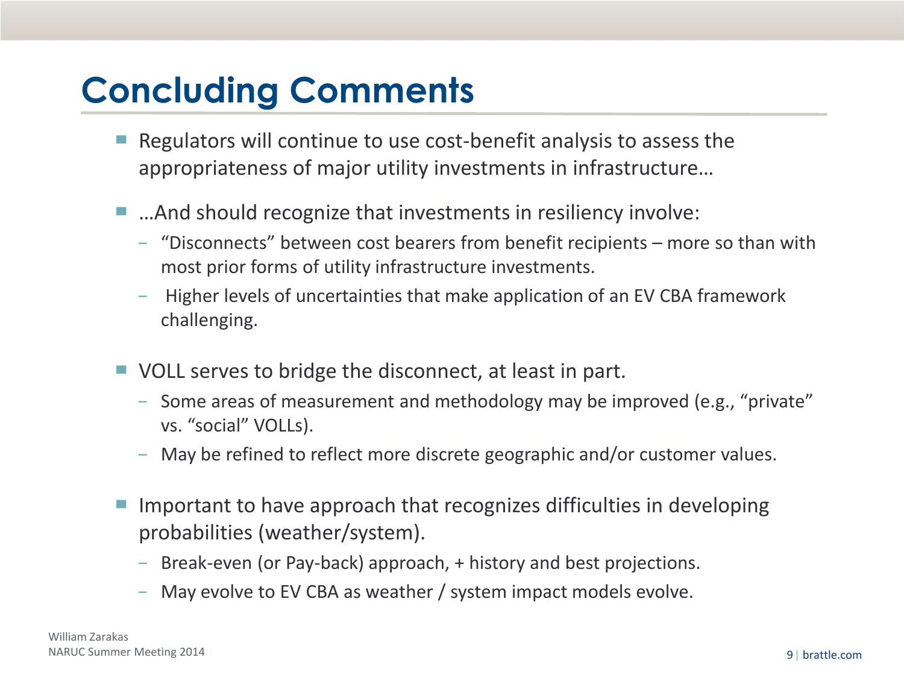# Concluding Comments

- Regulators will continue to use cost-benefit analysis to assess the appropriateness of major utility investments in infrastructure…
- …And should recognize that investments in resiliency involve:
  - "Disconnects" between cost bearers from benefit recipients – more so than with most prior forms of utility infrastructure investments.
  - Higher levels of uncertainties that make application of an EV CBA framework challenging.
- VOLL serves to bridge the disconnect, at least in part.
  - Some areas of measurement and methodology may be improved (e.g., "private" vs. "social" VOLLs).
  - May be refined to reflect more discrete geographic and/or customer values.
- Important to have approach that recognizes difficulties in developing probabilities (weather/system).
  - Break-even (or Pay-back) approach, + history and best projections.
  - May evolve to EV CBA as weather / system impact models evolve.

William Zarakas
NARUC Summer Meeting 2014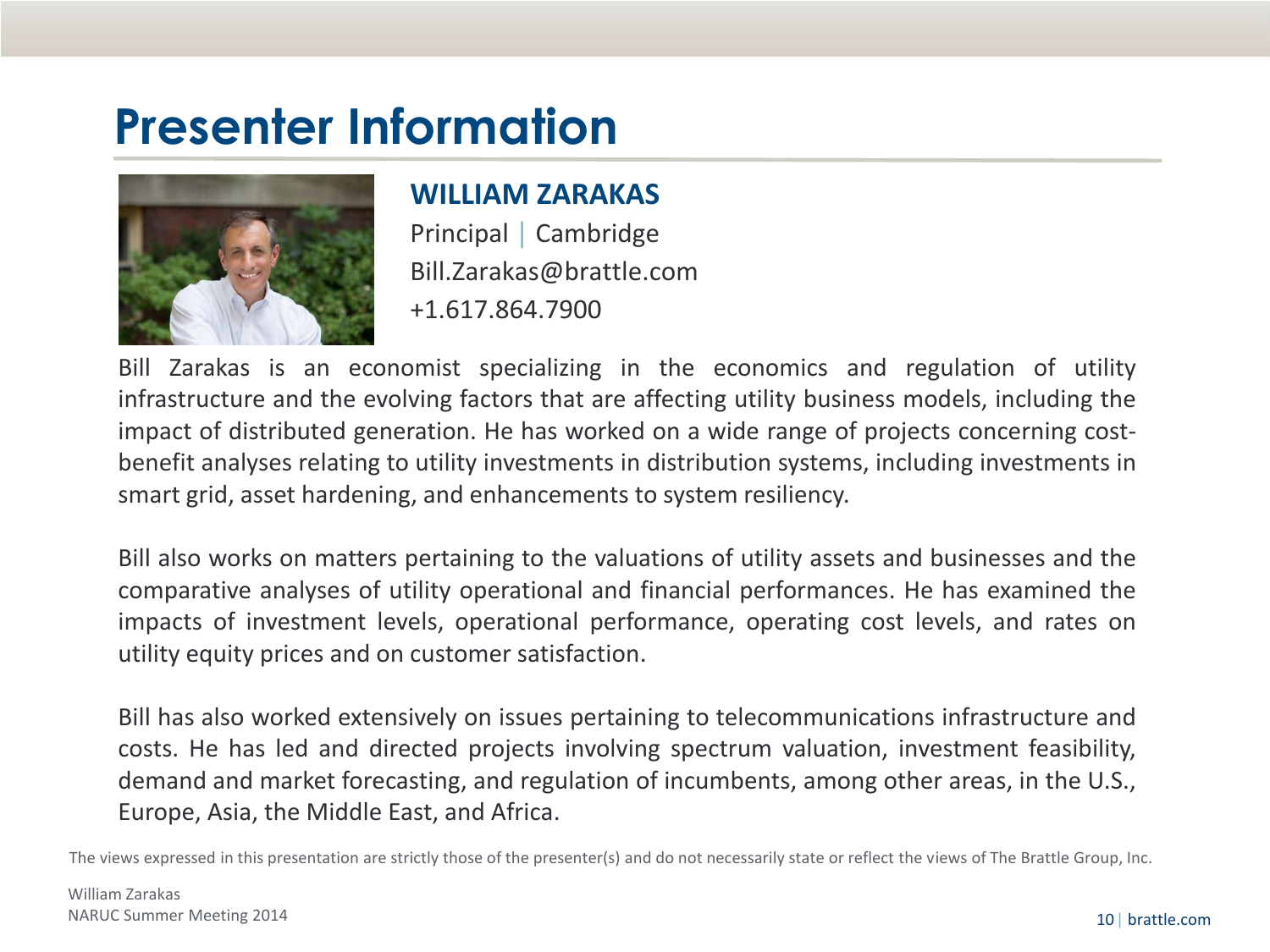# Presenter Information

## WILLIAM ZARAKAS

Principal | Cambridge
Bill.Zarakas@brattle.com
+1.617.864.7900

Bill Zarakas is an economist specializing in the economics and regulation of utility infrastructure and the evolving factors that are affecting utility business models, including the impact of distributed generation. He has worked on a wide range of projects concerning cost-benefit analyses relating to utility investments in distribution systems, including investments in smart grid, asset hardening, and enhancements to system resiliency.

Bill also works on matters pertaining to the valuations of utility assets and businesses and the comparative analyses of utility operational and financial performances. He has examined the impacts of investment levels, operational performance, operating cost levels, and rates on utility equity prices and on customer satisfaction.

Bill has also worked extensively on issues pertaining to telecommunications infrastructure and costs. He has led and directed projects involving spectrum valuation, investment feasibility, demand and market forecasting, and regulation of incumbents, among other areas, in the U.S., Europe, Asia, the Middle East, and Africa.

The views expressed in this presentation are strictly those of the presenter(s) and do not necessarily state or reflect the views of The Brattle Group, Inc.